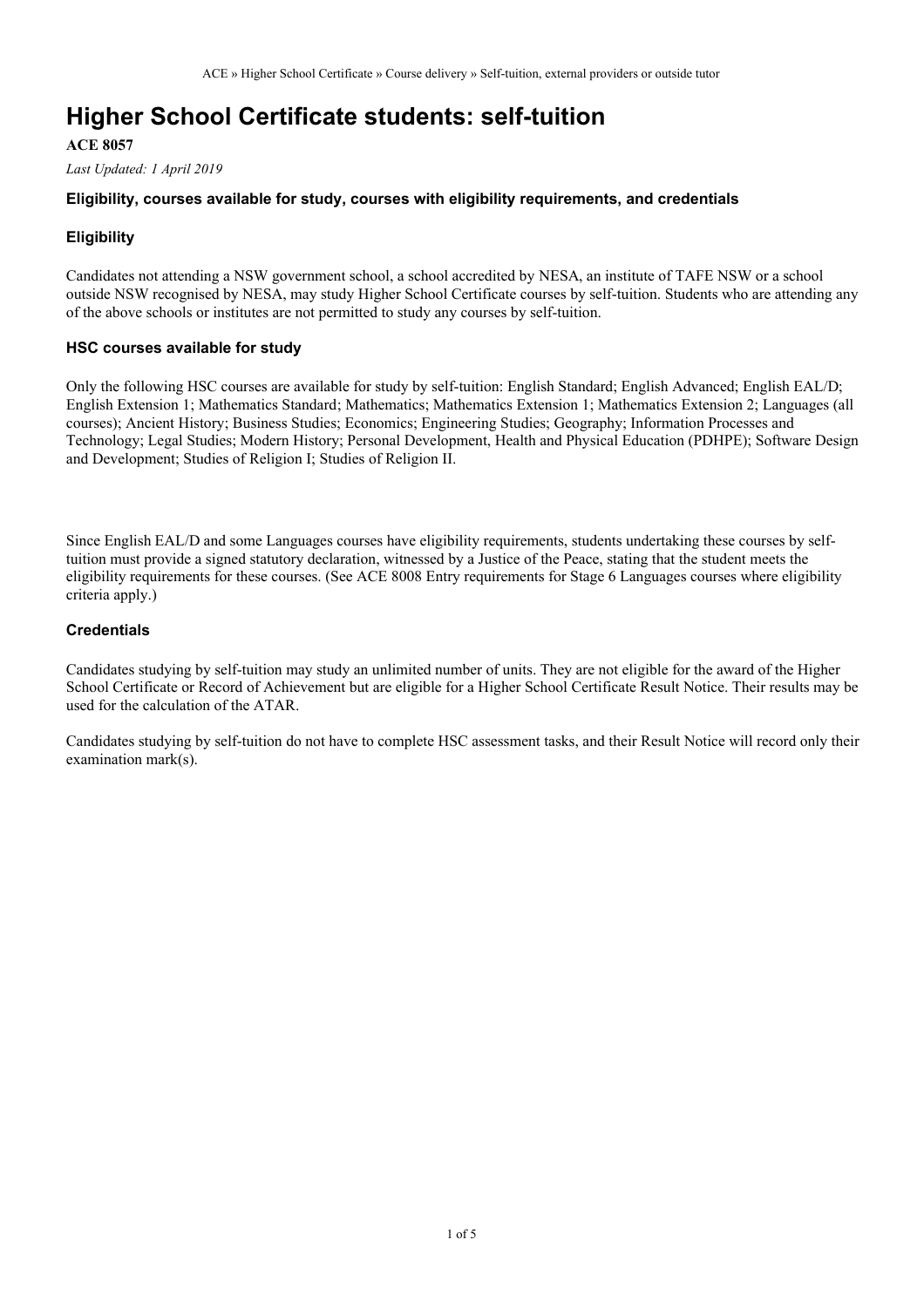# Higher School Certificate students: self-tuition

**ACE 8057**

*Last Updated: 1 April 2019*

### Eligibility, courses available for study, courses with eligibility requirements, and credentials

### Eligibility

Candidates not attending a NSW government school, a school accredited by NESA, an institute of TAFE NSW or a school outside NSW recognised by NESA, may study Higher School Certificate courses by self-tuition. Students who are attending any of the above schools or institutes are not permitted to study any courses by self-tuition.

### HSC courses available for study

Only the following HSC courses are available for study by self-tuition: English Standard; English Advanced; English EAL/D; English Extension 1; Mathematics Standard; Mathematics; Mathematics Extension 1; Mathematics Extension 2; Languages (all courses); Ancient History; Business Studies; Economics; Engineering Studies; Geography; Information Processes and Technology; Legal Studies; Modern History; Personal Development, Health and Physical Education (PDHPE); Software Design and Development; Studies of Religion I; Studies of Religion II.

Since English EAL/D and some Languages courses have eligibility requirements, students undertaking these courses by self-tuition must provide a signed statutory declaration, witnessed by a Justice of the Peace, stating that the student meets the eligibility requirements for these courses. (See ACE 8008 Entry requirements for Stage 6 Languages courses where eligibility criteria apply.)

### Credentials

Candidates studying by self-tuition may study an unlimited number of units. They are not eligible for the award of the Higher School Certificate or Record of Achievement but are eligible for a Higher School Certificate Result Notice. Their results may be used for the calculation of the ATAR.

Candidates studying by self-tuition do not have to complete HSC assessment tasks, and their Result Notice will record only their examination mark(s).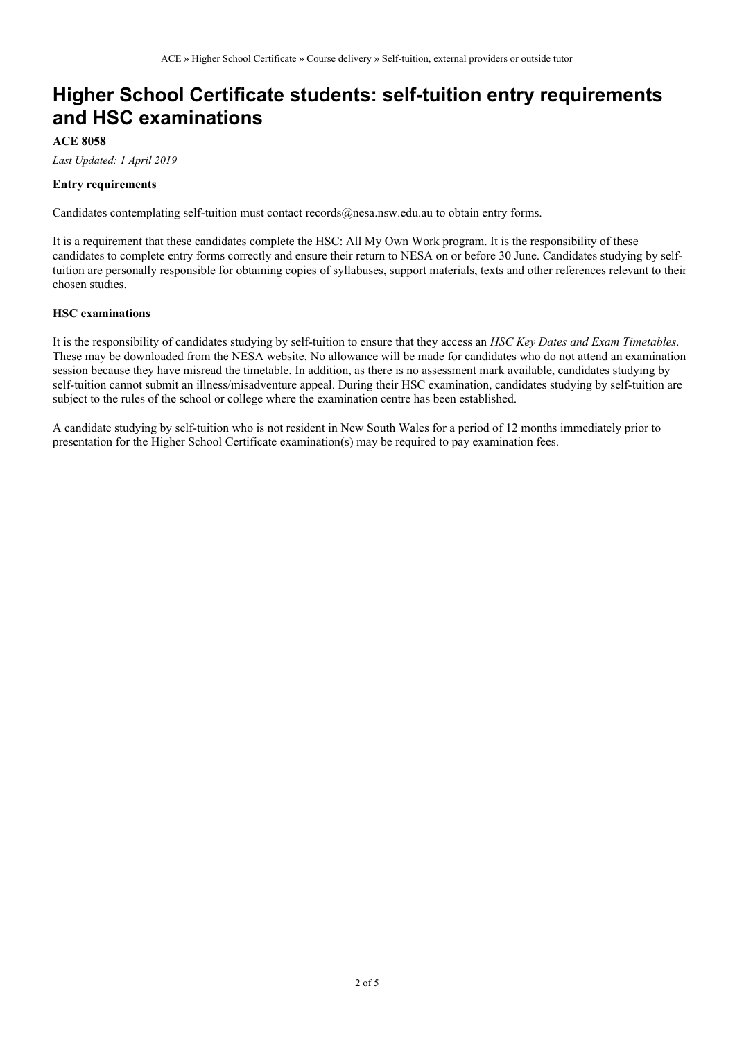# Higher School Certificate students: self-tuition entry requirements and HSC examinations

**ACE 8058**

*Last Updated: 1 April 2019*

**Entry requirements**

Candidates contemplating self-tuition must contact records@nesa.nsw.edu.au to obtain entry forms.

It is a requirement that these candidates complete the HSC: All My Own Work program. It is the responsibility of these candidates to complete entry forms correctly and ensure their return to NESA on or before 30 June. Candidates studying by self-tuition are personally responsible for obtaining copies of syllabuses, support materials, texts and other references relevant to their chosen studies.

**HSC examinations**

It is the responsibility of candidates studying by self-tuition to ensure that they access an *HSC Key Dates and Exam Timetables*. These may be downloaded from the NESA website. No allowance will be made for candidates who do not attend an examination session because they have misread the timetable. In addition, as there is no assessment mark available, candidates studying by self-tuition cannot submit an illness/misadventure appeal. During their HSC examination, candidates studying by self-tuition are subject to the rules of the school or college where the examination centre has been established.

A candidate studying by self-tuition who is not resident in New South Wales for a period of 12 months immediately prior to presentation for the Higher School Certificate examination(s) may be required to pay examination fees.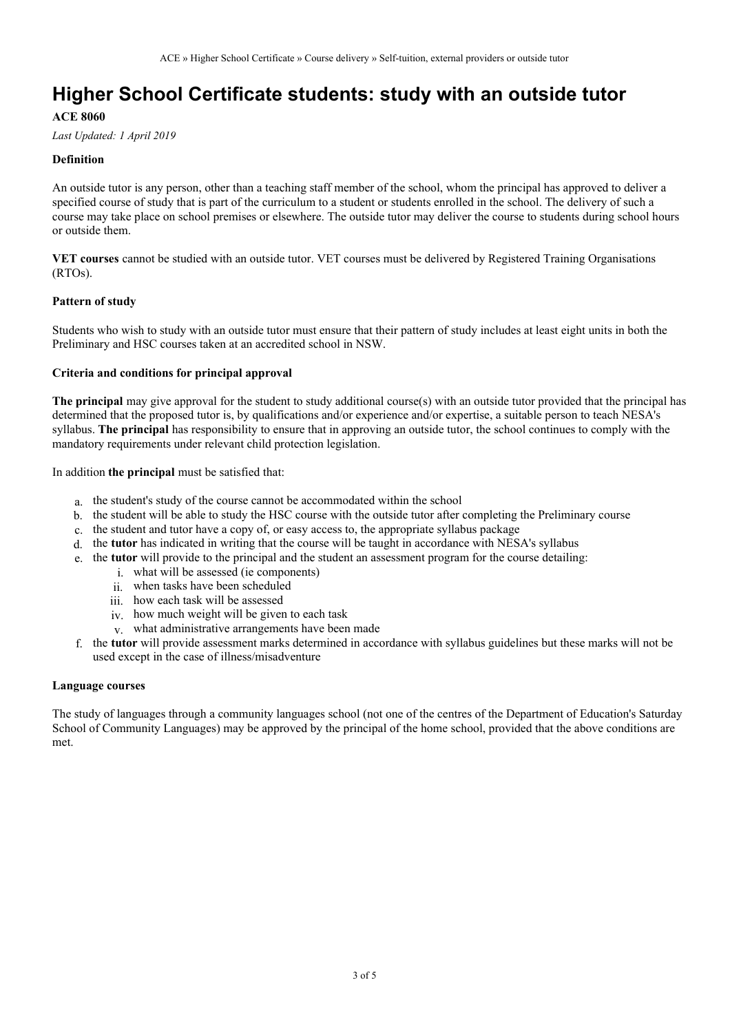# Higher School Certificate students: study with an outside tutor

**ACE 8060**

*Last Updated: 1 April 2019*

**Definition**

An outside tutor is any person, other than a teaching staff member of the school, whom the principal has approved to deliver a specified course of study that is part of the curriculum to a student or students enrolled in the school. The delivery of such a course may take place on school premises or elsewhere. The outside tutor may deliver the course to students during school hours or outside them.

**VET courses** cannot be studied with an outside tutor. VET courses must be delivered by Registered Training Organisations (RTOs).

**Pattern of study**

Students who wish to study with an outside tutor must ensure that their pattern of study includes at least eight units in both the Preliminary and HSC courses taken at an accredited school in NSW.

**Criteria and conditions for principal approval**

**The principal** may give approval for the student to study additional course(s) with an outside tutor provided that the principal has determined that the proposed tutor is, by qualifications and/or experience and/or expertise, a suitable person to teach NESA's syllabus. **The principal** has responsibility to ensure that in approving an outside tutor, the school continues to comply with the mandatory requirements under relevant child protection legislation.

In addition **the principal** must be satisfied that:

a. the student's study of the course cannot be accommodated within the school
b. the student will be able to study the HSC course with the outside tutor after completing the Preliminary course
c. the student and tutor have a copy of, or easy access to, the appropriate syllabus package
d. the **tutor** has indicated in writing that the course will be taught in accordance with NESA's syllabus
e. the **tutor** will provide to the principal and the student an assessment program for the course detailing:
    i. what will be assessed (ie components)
    ii. when tasks have been scheduled
    iii. how each task will be assessed
    iv. how much weight will be given to each task
    v. what administrative arrangements have been made
f. the **tutor** will provide assessment marks determined in accordance with syllabus guidelines but these marks will not be used except in the case of illness/misadventure

**Language courses**

The study of languages through a community languages school (not one of the centres of the Department of Education's Saturday School of Community Languages) may be approved by the principal of the home school, provided that the above conditions are met.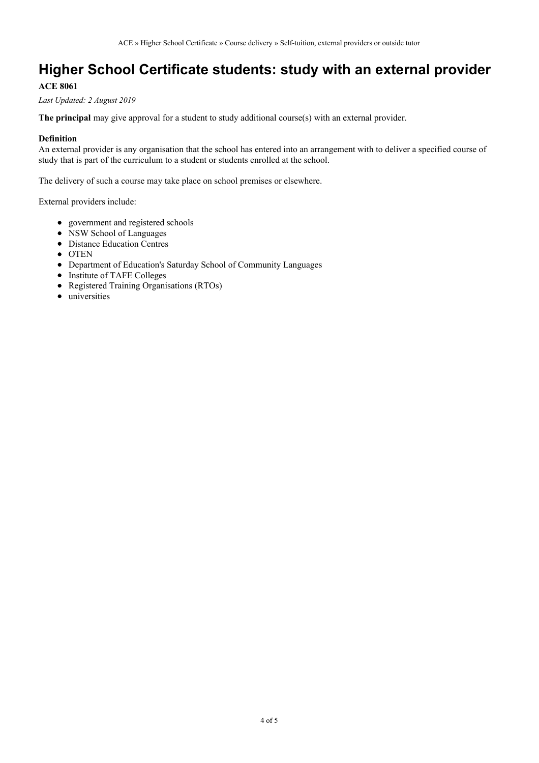# Higher School Certificate students: study with an external provider

**ACE 8061**

*Last Updated: 2 August 2019*

**The principal** may give approval for a student to study additional course(s) with an external provider.

**Definition**

An external provider is any organisation that the school has entered into an arrangement with to deliver a specified course of study that is part of the curriculum to a student or students enrolled at the school.

The delivery of such a course may take place on school premises or elsewhere.

External providers include:

- government and registered schools
- NSW School of Languages
- Distance Education Centres
- OTEN
- Department of Education's Saturday School of Community Languages
- Institute of TAFE Colleges
- Registered Training Organisations (RTOs)
- universities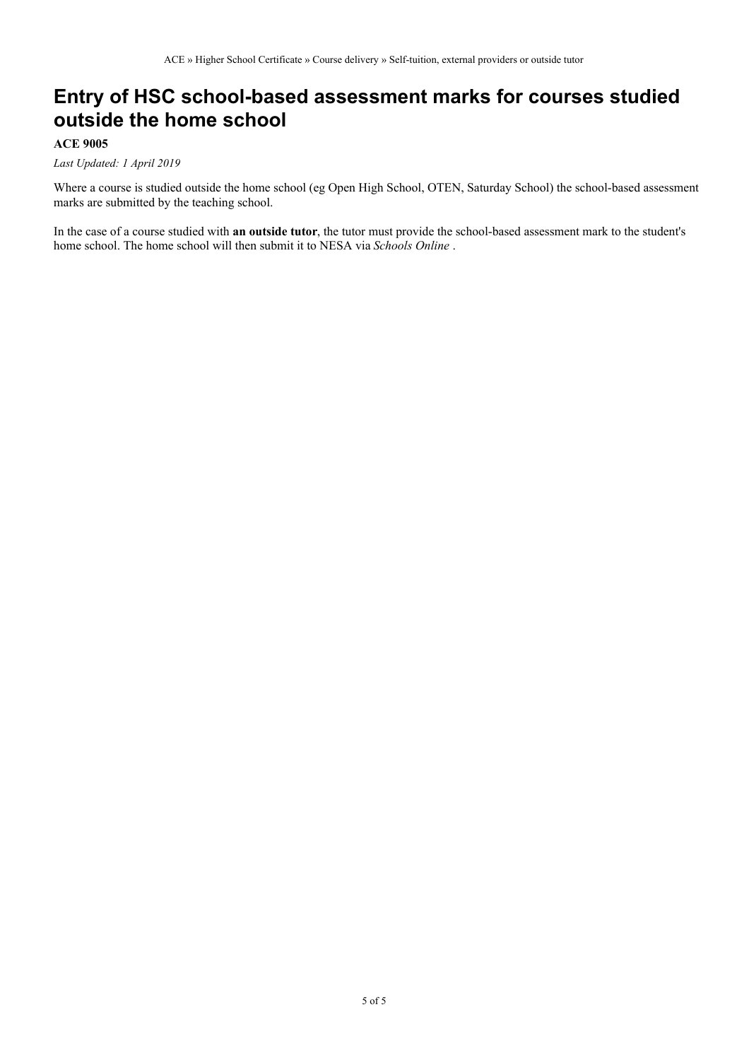# Entry of HSC school-based assessment marks for courses studied outside the home school

**ACE 9005**

*Last Updated: 1 April 2019*

Where a course is studied outside the home school (eg Open High School, OTEN, Saturday School) the school-based assessment marks are submitted by the teaching school.

In the case of a course studied with **an outside tutor**, the tutor must provide the school-based assessment mark to the student's home school. The home school will then submit it to NESA via *Schools Online* .